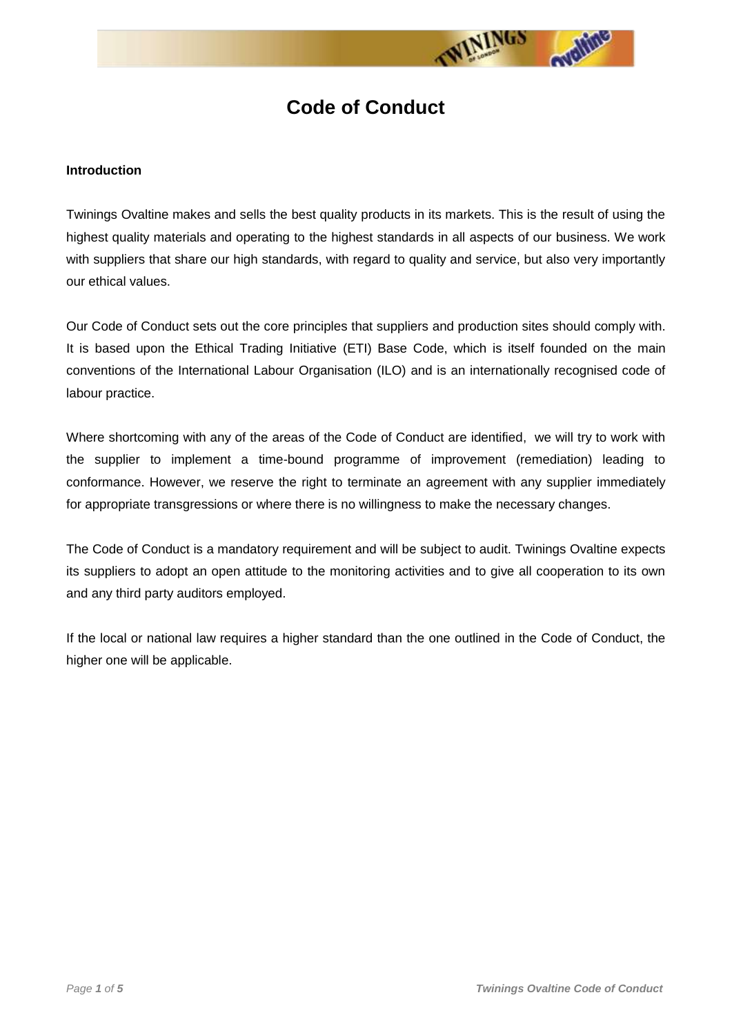# Code of Conduct

**Introduction**

Twinings Ovaltine makes and sells the best quality products in its markets. This is the result of using the highest quality materials and operating to the highest standards in all aspects of our business. We work with suppliers that share our high standards, with regard to quality and service, but also very importantly our ethical values.

Our Code of Conduct sets out the core principles that suppliers and production sites should comply with. It is based upon the Ethical Trading Initiative (ETI) Base Code, which is itself founded on the main conventions of the International Labour Organisation (ILO) and is an internationally recognised code of labour practice.

Where shortcoming with any of the areas of the Code of Conduct are identified, we will try to work with the supplier to implement a time-bound programme of improvement (remediation) leading to conformance. However, we reserve the right to terminate an agreement with any supplier immediately for appropriate transgressions or where there is no willingness to make the necessary changes.

The Code of Conduct is a mandatory requirement and will be subject to audit. Twinings Ovaltine expects its suppliers to adopt an open attitude to the monitoring activities and to give all cooperation to its own and any third party auditors employed.

If the local or national law requires a higher standard than the one outlined in the Code of Conduct, the higher one will be applicable.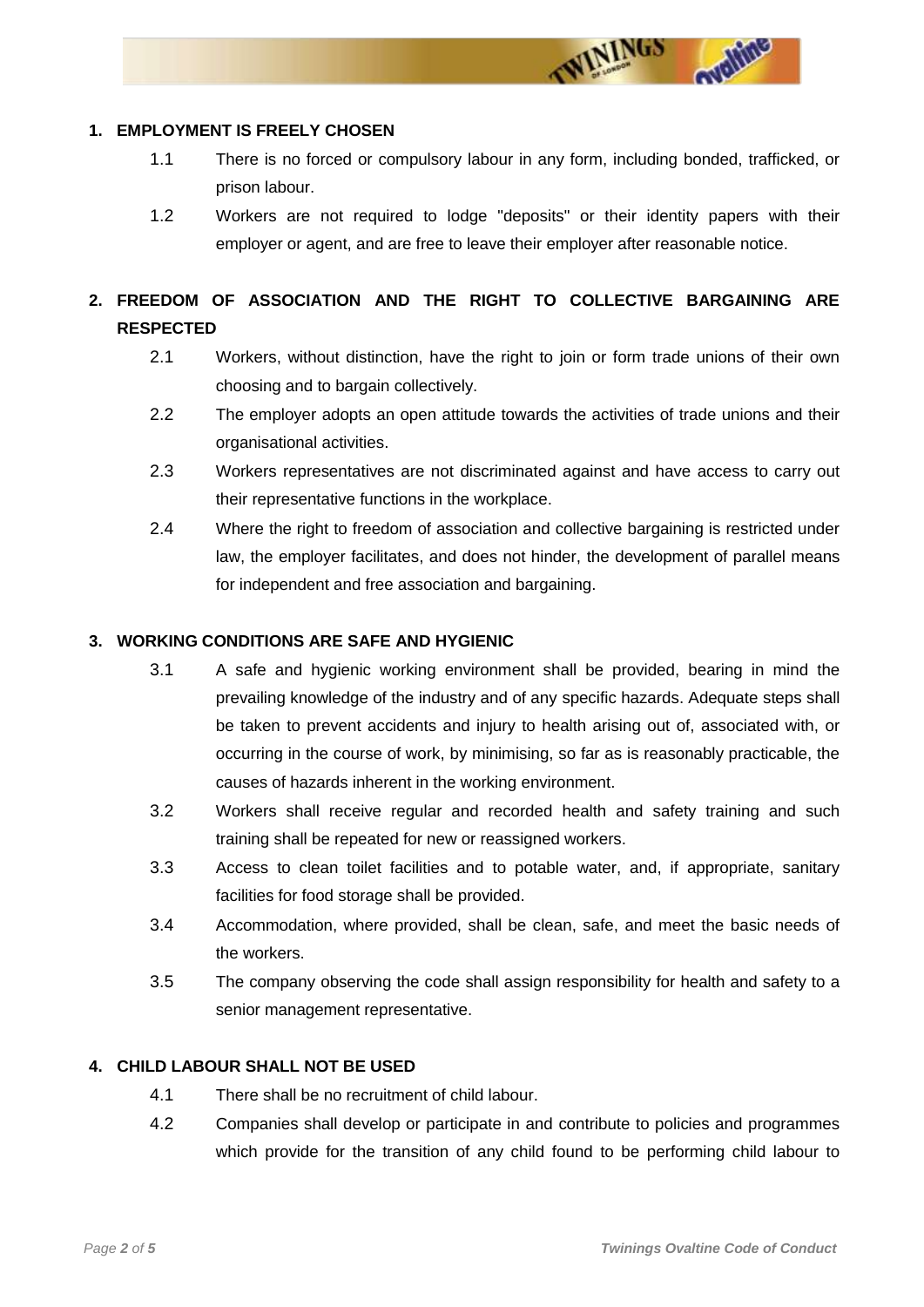## 1. EMPLOYMENT IS FREELY CHOSEN

1.1 There is no forced or compulsory labour in any form, including bonded, trafficked, or prison labour.

1.2 Workers are not required to lodge "deposits" or their identity papers with their employer or agent, and are free to leave their employer after reasonable notice.

## 2. FREEDOM OF ASSOCIATION AND THE RIGHT TO COLLECTIVE BARGAINING ARE RESPECTED

2.1 Workers, without distinction, have the right to join or form trade unions of their own choosing and to bargain collectively.

2.2 The employer adopts an open attitude towards the activities of trade unions and their organisational activities.

2.3 Workers representatives are not discriminated against and have access to carry out their representative functions in the workplace.

2.4 Where the right to freedom of association and collective bargaining is restricted under law, the employer facilitates, and does not hinder, the development of parallel means for independent and free association and bargaining.

## 3. WORKING CONDITIONS ARE SAFE AND HYGIENIC

3.1 A safe and hygienic working environment shall be provided, bearing in mind the prevailing knowledge of the industry and of any specific hazards. Adequate steps shall be taken to prevent accidents and injury to health arising out of, associated with, or occurring in the course of work, by minimising, so far as is reasonably practicable, the causes of hazards inherent in the working environment.

3.2 Workers shall receive regular and recorded health and safety training and such training shall be repeated for new or reassigned workers.

3.3 Access to clean toilet facilities and to potable water, and, if appropriate, sanitary facilities for food storage shall be provided.

3.4 Accommodation, where provided, shall be clean, safe, and meet the basic needs of the workers.

3.5 The company observing the code shall assign responsibility for health and safety to a senior management representative.

## 4. CHILD LABOUR SHALL NOT BE USED

4.1 There shall be no recruitment of child labour.

4.2 Companies shall develop or participate in and contribute to policies and programmes which provide for the transition of any child found to be performing child labour to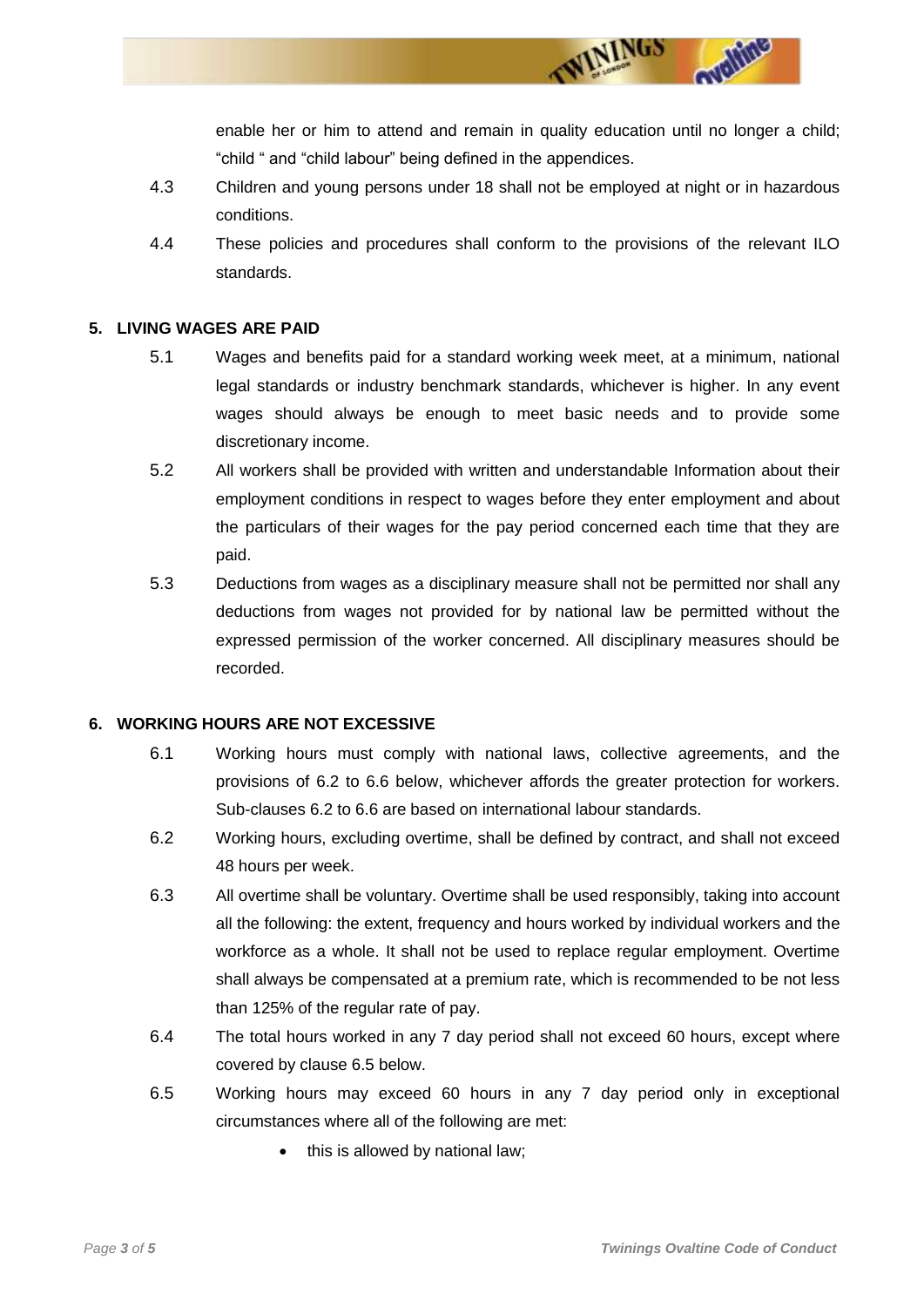enable her or him to attend and remain in quality education until no longer a child; "child " and "child labour" being defined in the appendices.

4.3 Children and young persons under 18 shall not be employed at night or in hazardous conditions.

4.4 These policies and procedures shall conform to the provisions of the relevant ILO standards.

## 5. LIVING WAGES ARE PAID

5.1 Wages and benefits paid for a standard working week meet, at a minimum, national legal standards or industry benchmark standards, whichever is higher. In any event wages should always be enough to meet basic needs and to provide some discretionary income.

5.2 All workers shall be provided with written and understandable Information about their employment conditions in respect to wages before they enter employment and about the particulars of their wages for the pay period concerned each time that they are paid.

5.3 Deductions from wages as a disciplinary measure shall not be permitted nor shall any deductions from wages not provided for by national law be permitted without the expressed permission of the worker concerned. All disciplinary measures should be recorded.

## 6. WORKING HOURS ARE NOT EXCESSIVE

6.1 Working hours must comply with national laws, collective agreements, and the provisions of 6.2 to 6.6 below, whichever affords the greater protection for workers. Sub-clauses 6.2 to 6.6 are based on international labour standards.

6.2 Working hours, excluding overtime, shall be defined by contract, and shall not exceed 48 hours per week.

6.3 All overtime shall be voluntary. Overtime shall be used responsibly, taking into account all the following: the extent, frequency and hours worked by individual workers and the workforce as a whole. It shall not be used to replace regular employment. Overtime shall always be compensated at a premium rate, which is recommended to be not less than 125% of the regular rate of pay.

6.4 The total hours worked in any 7 day period shall not exceed 60 hours, except where covered by clause 6.5 below.

6.5 Working hours may exceed 60 hours in any 7 day period only in exceptional circumstances where all of the following are met:

- this is allowed by national law;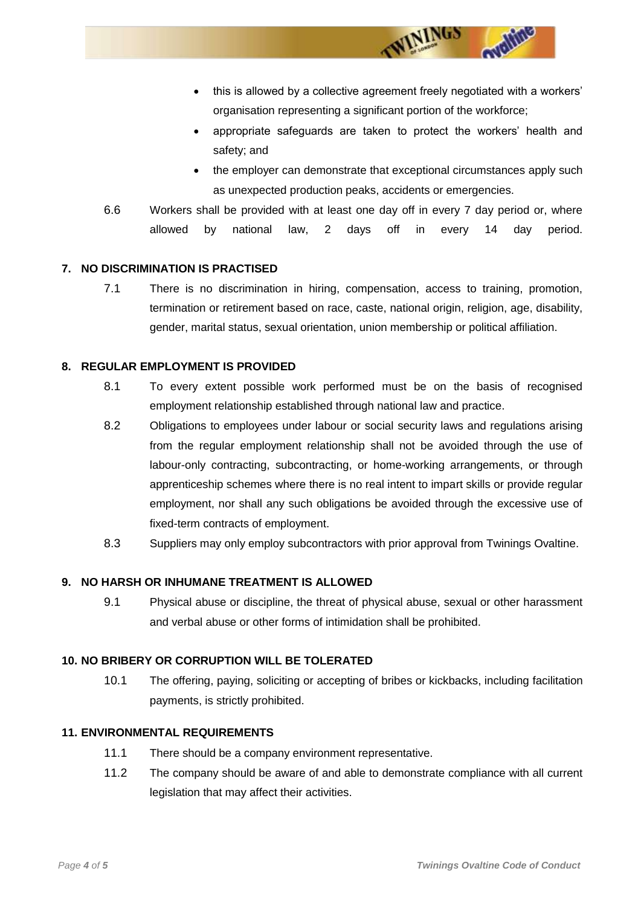- this is allowed by a collective agreement freely negotiated with a workers' organisation representing a significant portion of the workforce;
- appropriate safeguards are taken to protect the workers' health and safety; and
- the employer can demonstrate that exceptional circumstances apply such as unexpected production peaks, accidents or emergencies.

6.6 Workers shall be provided with at least one day off in every 7 day period or, where allowed by national law, 2 days off in every 14 day period.

## 7. NO DISCRIMINATION IS PRACTISED

7.1 There is no discrimination in hiring, compensation, access to training, promotion, termination or retirement based on race, caste, national origin, religion, age, disability, gender, marital status, sexual orientation, union membership or political affiliation.

## 8. REGULAR EMPLOYMENT IS PROVIDED

8.1 To every extent possible work performed must be on the basis of recognised employment relationship established through national law and practice.

8.2 Obligations to employees under labour or social security laws and regulations arising from the regular employment relationship shall not be avoided through the use of labour-only contracting, subcontracting, or home-working arrangements, or through apprenticeship schemes where there is no real intent to impart skills or provide regular employment, nor shall any such obligations be avoided through the excessive use of fixed-term contracts of employment.

8.3 Suppliers may only employ subcontractors with prior approval from Twinings Ovaltine.

## 9. NO HARSH OR INHUMANE TREATMENT IS ALLOWED

9.1 Physical abuse or discipline, the threat of physical abuse, sexual or other harassment and verbal abuse or other forms of intimidation shall be prohibited.

## 10. NO BRIBERY OR CORRUPTION WILL BE TOLERATED

10.1 The offering, paying, soliciting or accepting of bribes or kickbacks, including facilitation payments, is strictly prohibited.

## 11. ENVIRONMENTAL REQUIREMENTS

11.1 There should be a company environment representative.

11.2 The company should be aware of and able to demonstrate compliance with all current legislation that may affect their activities.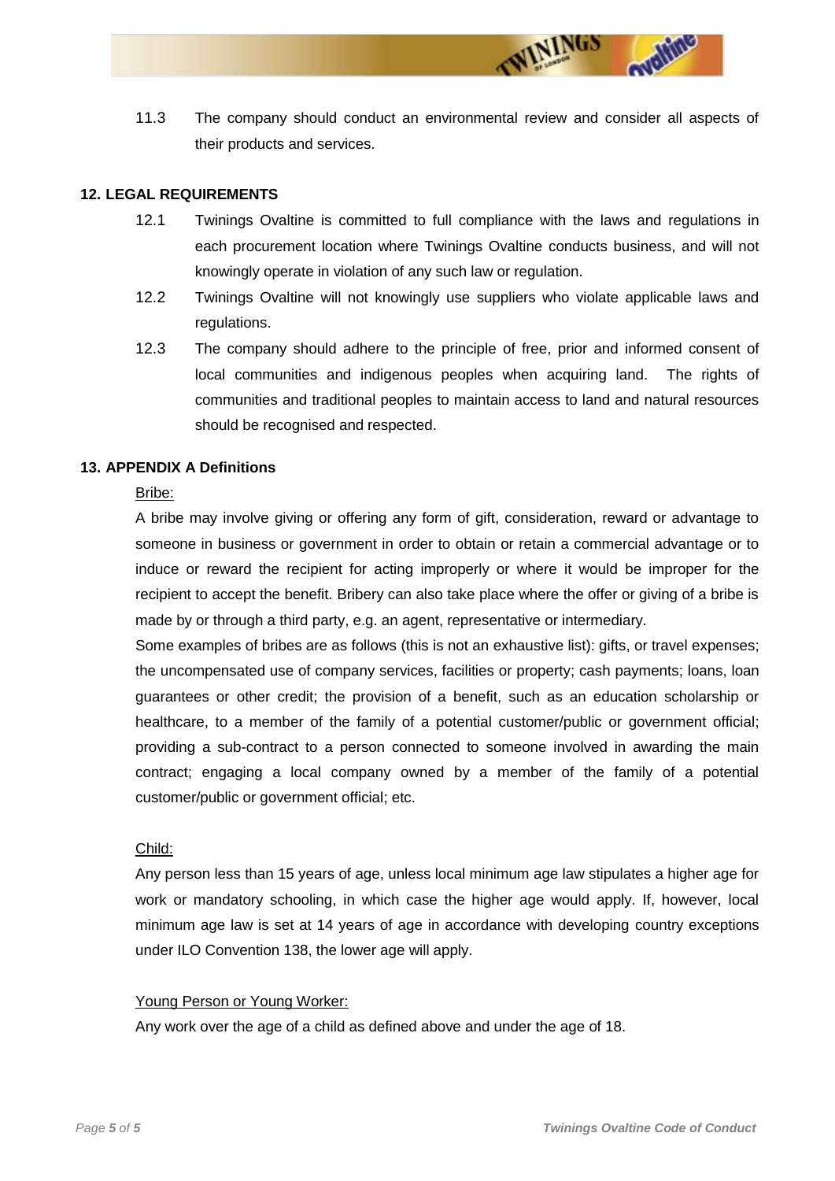11.3 The company should conduct an environmental review and consider all aspects of their products and services.

## 12. LEGAL REQUIREMENTS

12.1 Twinings Ovaltine is committed to full compliance with the laws and regulations in each procurement location where Twinings Ovaltine conducts business, and will not knowingly operate in violation of any such law or regulation.

12.2 Twinings Ovaltine will not knowingly use suppliers who violate applicable laws and regulations.

12.3 The company should adhere to the principle of free, prior and informed consent of local communities and indigenous peoples when acquiring land. The rights of communities and traditional peoples to maintain access to land and natural resources should be recognised and respected.

## 13. APPENDIX A Definitions

Bribe:

A bribe may involve giving or offering any form of gift, consideration, reward or advantage to someone in business or government in order to obtain or retain a commercial advantage or to induce or reward the recipient for acting improperly or where it would be improper for the recipient to accept the benefit. Bribery can also take place where the offer or giving of a bribe is made by or through a third party, e.g. an agent, representative or intermediary.

Some examples of bribes are as follows (this is not an exhaustive list): gifts, or travel expenses; the uncompensated use of company services, facilities or property; cash payments; loans, loan guarantees or other credit; the provision of a benefit, such as an education scholarship or healthcare, to a member of the family of a potential customer/public or government official; providing a sub-contract to a person connected to someone involved in awarding the main contract; engaging a local company owned by a member of the family of a potential customer/public or government official; etc.

Child:

Any person less than 15 years of age, unless local minimum age law stipulates a higher age for work or mandatory schooling, in which case the higher age would apply. If, however, local minimum age law is set at 14 years of age in accordance with developing country exceptions under ILO Convention 138, the lower age will apply.

Young Person or Young Worker:

Any work over the age of a child as defined above and under the age of 18.